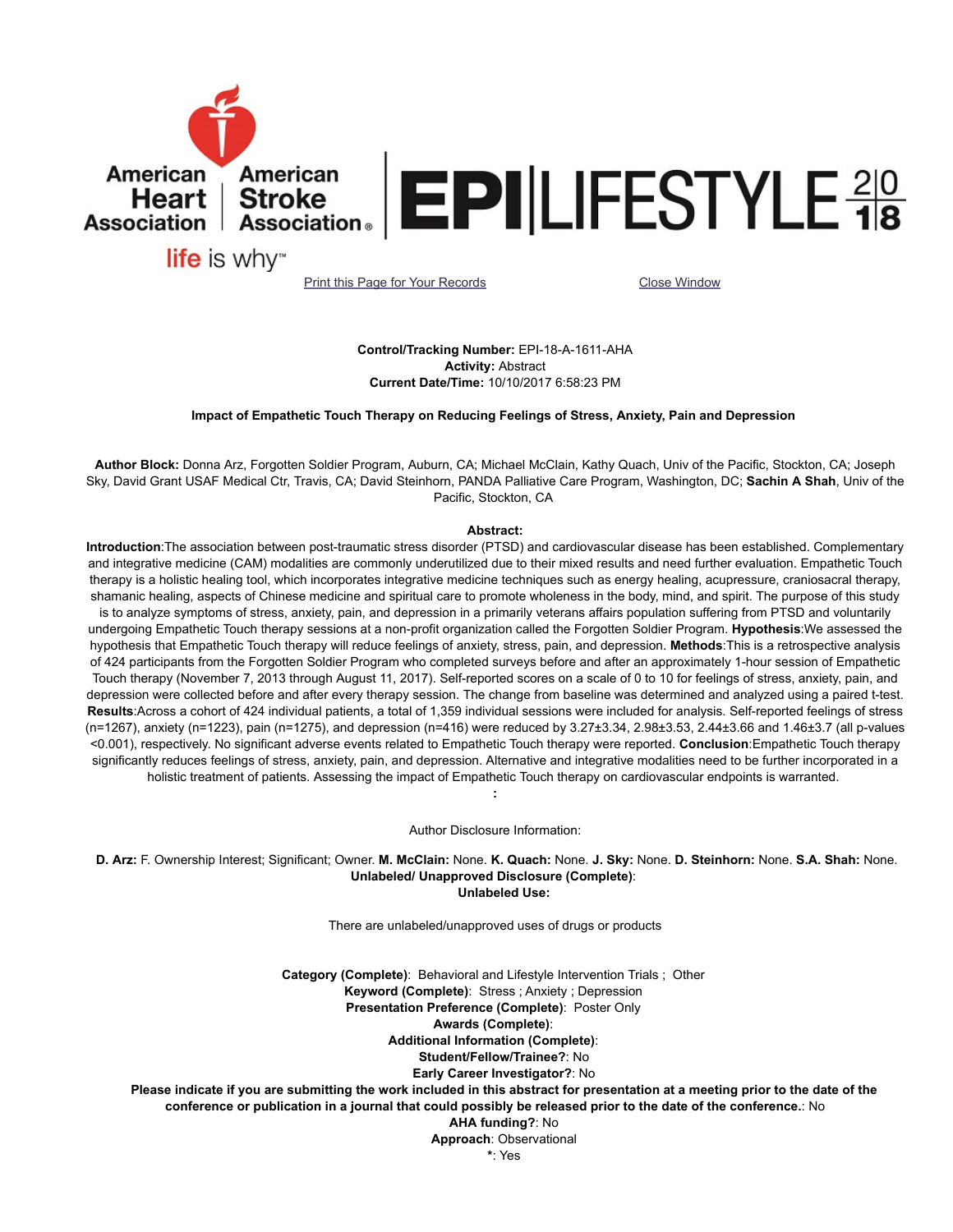American Heart Association | American Stroke Association

life is why™

EPI|LIFESTYLE 2018

Print this Page for Your Records　　　　Close Window

**Control/Tracking Number:** EPI-18-A-1611-AHA
**Activity:** Abstract
**Current Date/Time:** 10/10/2017 6:58:23 PM

## Impact of Empathetic Touch Therapy on Reducing Feelings of Stress, Anxiety, Pain and Depression

**Author Block:** Donna Arz, Forgotten Soldier Program, Auburn, CA; Michael McClain, Kathy Quach, Univ of the Pacific, Stockton, CA; Joseph Sky, David Grant USAF Medical Ctr, Travis, CA; David Steinhorn, PANDA Palliative Care Program, Washington, DC; **Sachin A Shah**, Univ of the Pacific, Stockton, CA

**Abstract:**

**Introduction**:The association between post-traumatic stress disorder (PTSD) and cardiovascular disease has been established. Complementary and integrative medicine (CAM) modalities are commonly underutilized due to their mixed results and need further evaluation. Empathetic Touch therapy is a holistic healing tool, which incorporates integrative medicine techniques such as energy healing, acupressure, craniosacral therapy, shamanic healing, aspects of Chinese medicine and spiritual care to promote wholeness in the body, mind, and spirit. The purpose of this study is to analyze symptoms of stress, anxiety, pain, and depression in a primarily veterans affairs population suffering from PTSD and voluntarily undergoing Empathetic Touch therapy sessions at a non-profit organization called the Forgotten Soldier Program. **Hypothesis**:We assessed the hypothesis that Empathetic Touch therapy will reduce feelings of anxiety, stress, pain, and depression. **Methods**:This is a retrospective analysis of 424 participants from the Forgotten Soldier Program who completed surveys before and after an approximately 1-hour session of Empathetic Touch therapy (November 7, 2013 through August 11, 2017). Self-reported scores on a scale of 0 to 10 for feelings of stress, anxiety, pain, and depression were collected before and after every therapy session. The change from baseline was determined and analyzed using a paired t-test. **Results**:Across a cohort of 424 individual patients, a total of 1,359 individual sessions were included for analysis. Self-reported feelings of stress (n=1267), anxiety (n=1223), pain (n=1275), and depression (n=416) were reduced by 3.27±3.34, 2.98±3.53, 2.44±3.66 and 1.46±3.7 (all p-values <0.001), respectively. No significant adverse events related to Empathetic Touch therapy were reported. **Conclusion**:Empathetic Touch therapy significantly reduces feelings of stress, anxiety, pain, and depression. Alternative and integrative modalities need to be further incorporated in a holistic treatment of patients. Assessing the impact of Empathetic Touch therapy on cardiovascular endpoints is warranted.

**:**

Author Disclosure Information:

**D. Arz:** F. Ownership Interest; Significant; Owner. **M. McClain:** None. **K. Quach:** None. **J. Sky:** None. **D. Steinhorn:** None. **S.A. Shah:** None.
**Unlabeled/ Unapproved Disclosure (Complete)**:
**Unlabeled Use:**

There are unlabeled/unapproved uses of drugs or products

**Category (Complete)**: Behavioral and Lifestyle Intervention Trials ; Other
**Keyword (Complete)**: Stress ; Anxiety ; Depression
**Presentation Preference (Complete)**: Poster Only
**Awards (Complete)**:
**Additional Information (Complete)**:
**Student/Fellow/Trainee?**: No
**Early Career Investigator?**: No
**Please indicate if you are submitting the work included in this abstract for presentation at a meeting prior to the date of the conference or publication in a journal that could possibly be released prior to the date of the conference.**: No
**AHA funding?**: No
**Approach**: Observational
**\***: Yes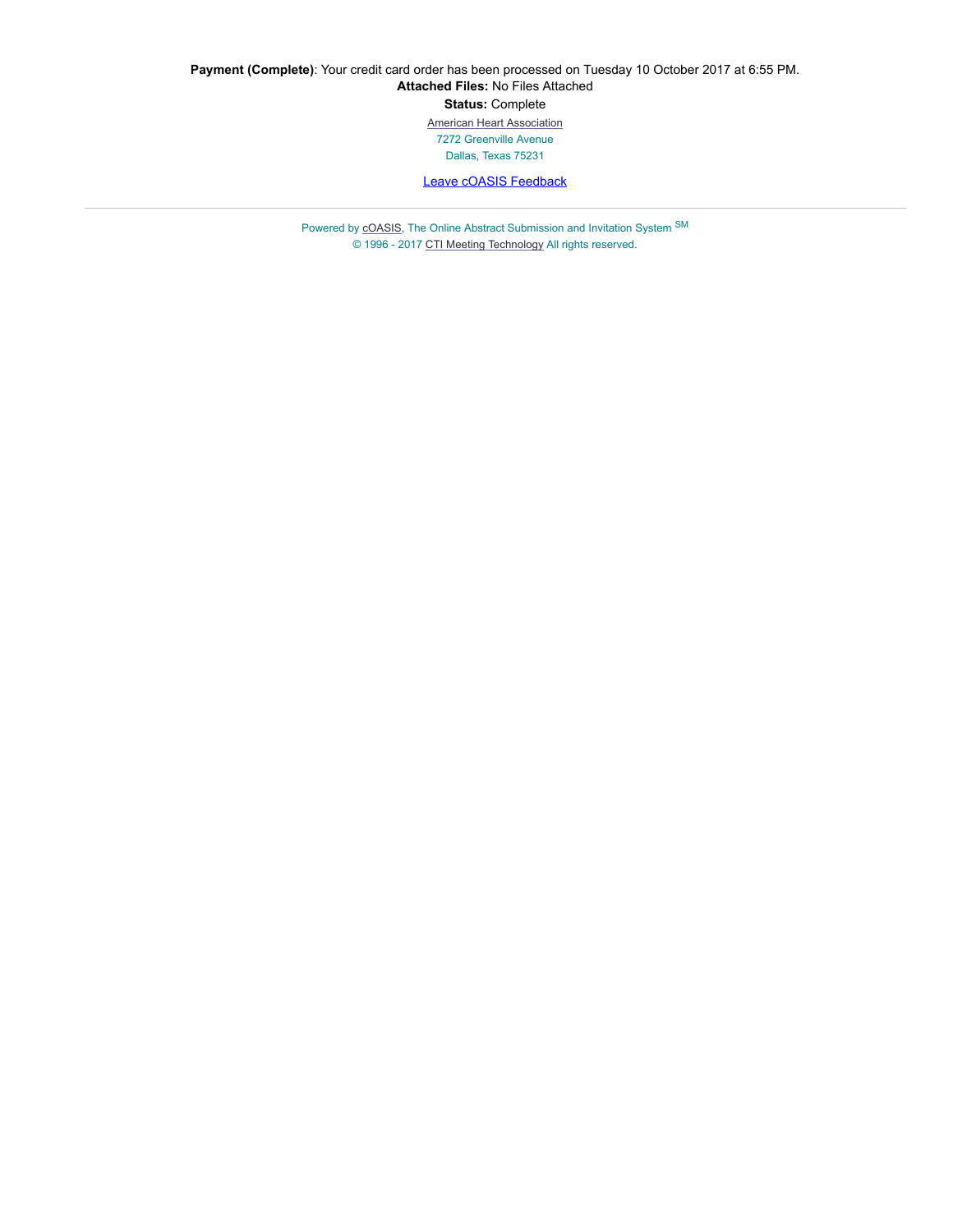**Payment (Complete)**: Your credit card order has been processed on Tuesday 10 October 2017 at 6:55 PM.

**Attached Files:** No Files Attached

**Status:** Complete

American Heart Association
7272 Greenville Avenue
Dallas, Texas 75231

Leave cOASIS Feedback

---

Powered by cOASIS, The Online Abstract Submission and Invitation System SM
© 1996 - 2017 CTI Meeting Technology All rights reserved.